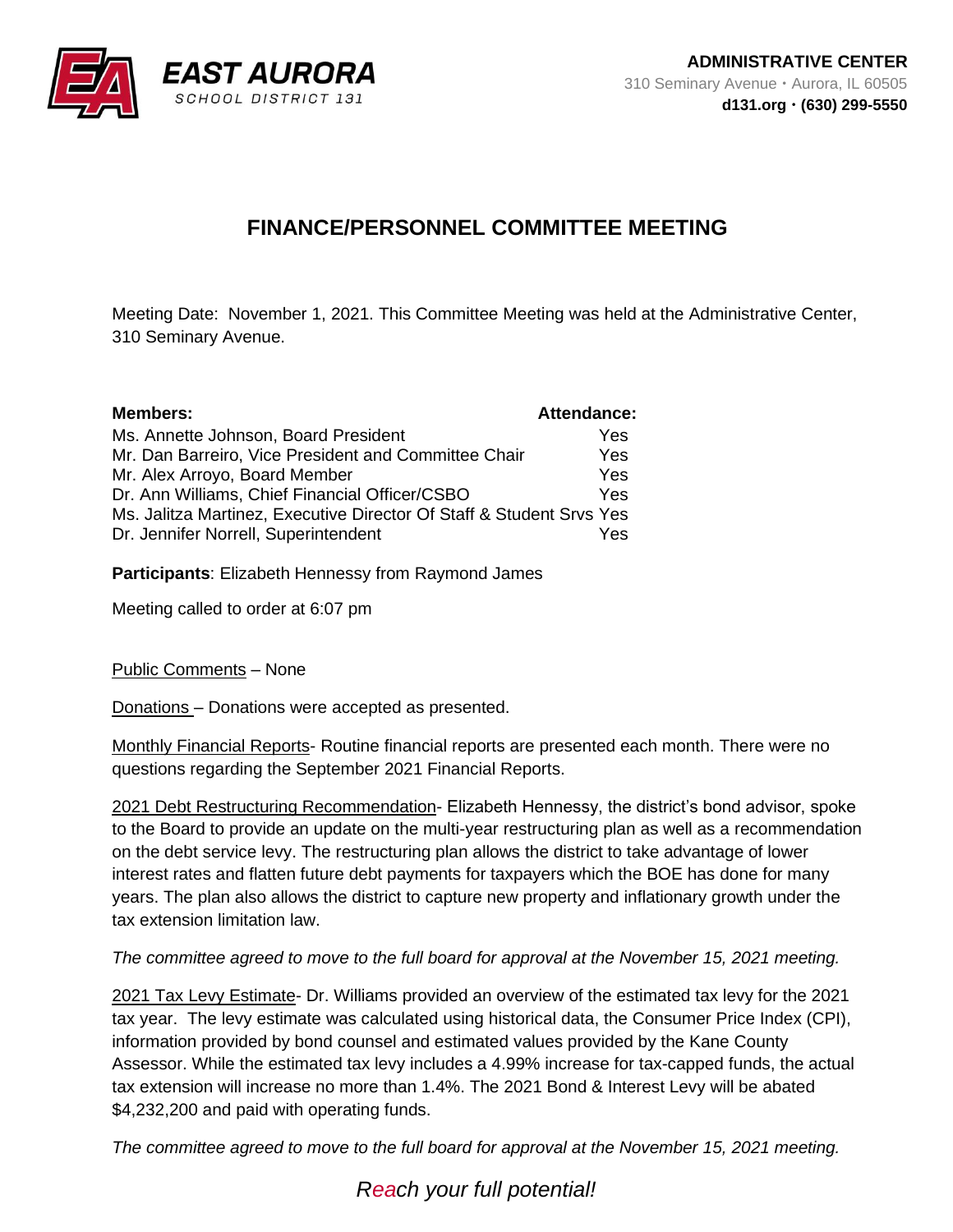**EAST AURORA**
SCHOOL DISTRICT 131

**ADMINISTRATIVE CENTER**
310 Seminary Avenue • Aurora, IL 60505
**d131.org • (630) 299-5550**

# FINANCE/PERSONNEL COMMITTEE MEETING

Meeting Date: November 1, 2021. This Committee Meeting was held at the Administrative Center, 310 Seminary Avenue.

| **Members:** | **Attendance:** |
|---|---|
| Ms. Annette Johnson, Board President | Yes |
| Mr. Dan Barreiro, Vice President and Committee Chair | Yes |
| Mr. Alex Arroyo, Board Member | Yes |
| Dr. Ann Williams, Chief Financial Officer/CSBO | Yes |
| Ms. Jalitza Martinez, Executive Director Of Staff & Student Srvs | Yes |
| Dr. Jennifer Norrell, Superintendent | Yes |

**Participants**: Elizabeth Hennessy from Raymond James

Meeting called to order at 6:07 pm

Public Comments – None

Donations – Donations were accepted as presented.

Monthly Financial Reports- Routine financial reports are presented each month. There were no questions regarding the September 2021 Financial Reports.

2021 Debt Restructuring Recommendation- Elizabeth Hennessy, the district's bond advisor, spoke to the Board to provide an update on the multi-year restructuring plan as well as a recommendation on the debt service levy. The restructuring plan allows the district to take advantage of lower interest rates and flatten future debt payments for taxpayers which the BOE has done for many years. The plan also allows the district to capture new property and inflationary growth under the tax extension limitation law.

*The committee agreed to move to the full board for approval at the November 15, 2021 meeting.*

2021 Tax Levy Estimate- Dr. Williams provided an overview of the estimated tax levy for the 2021 tax year. The levy estimate was calculated using historical data, the Consumer Price Index (CPI), information provided by bond counsel and estimated values provided by the Kane County Assessor. While the estimated tax levy includes a 4.99% increase for tax-capped funds, the actual tax extension will increase no more than 1.4%. The 2021 Bond & Interest Levy will be abated $4,232,200 and paid with operating funds.

*The committee agreed to move to the full board for approval at the November 15, 2021 meeting.*

*Reach your full potential!*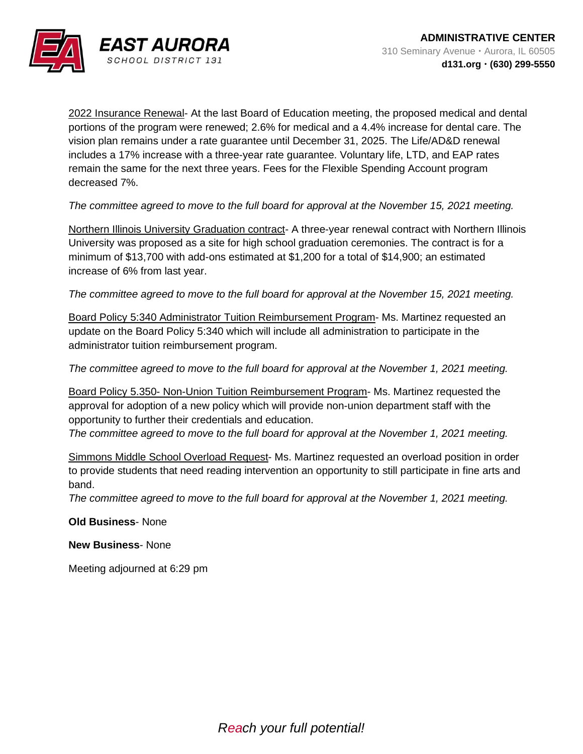2022 Insurance Renewal- At the last Board of Education meeting, the proposed medical and dental portions of the program were renewed; 2.6% for medical and a 4.4% increase for dental care. The vision plan remains under a rate guarantee until December 31, 2025. The Life/AD&D renewal includes a 17% increase with a three-year rate guarantee. Voluntary life, LTD, and EAP rates remain the same for the next three years. Fees for the Flexible Spending Account program decreased 7%.

*The committee agreed to move to the full board for approval at the November 15, 2021 meeting.*

Northern Illinois University Graduation contract- A three-year renewal contract with Northern Illinois University was proposed as a site for high school graduation ceremonies. The contract is for a minimum of $13,700 with add-ons estimated at $1,200 for a total of $14,900; an estimated increase of 6% from last year.

*The committee agreed to move to the full board for approval at the November 15, 2021 meeting.*

Board Policy 5:340 Administrator Tuition Reimbursement Program- Ms. Martinez requested an update on the Board Policy 5:340 which will include all administration to participate in the administrator tuition reimbursement program.

*The committee agreed to move to the full board for approval at the November 1, 2021 meeting.*

Board Policy 5.350- Non-Union Tuition Reimbursement Program- Ms. Martinez requested the approval for adoption of a new policy which will provide non-union department staff with the opportunity to further their credentials and education.
*The committee agreed to move to the full board for approval at the November 1, 2021 meeting.*

Simmons Middle School Overload Request- Ms. Martinez requested an overload position in order to provide students that need reading intervention an opportunity to still participate in fine arts and band.
*The committee agreed to move to the full board for approval at the November 1, 2021 meeting.*

**Old Business**- None

**New Business**- None

Meeting adjourned at 6:29 pm